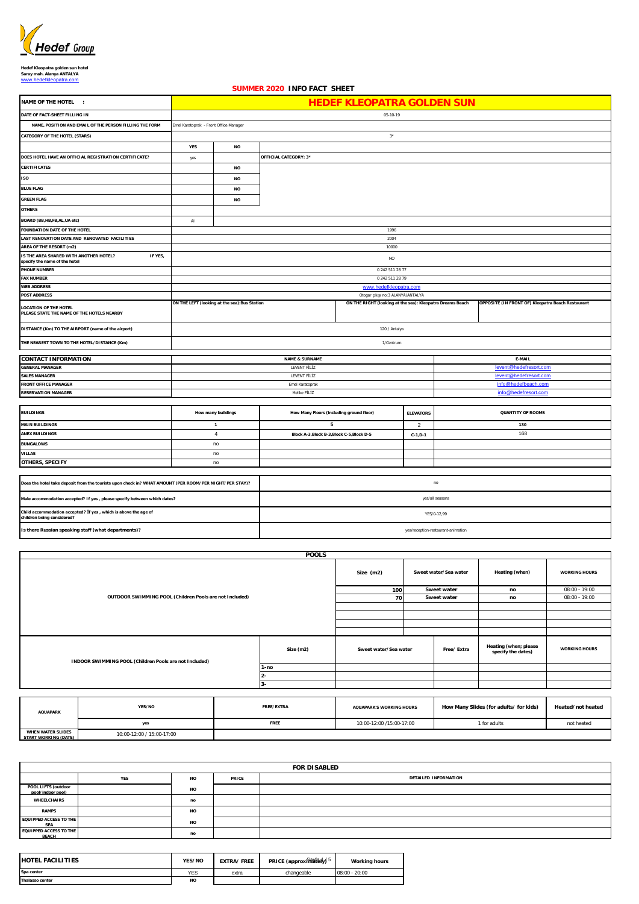Hedef Group

**Hedef Kleopatra golden sun hotel**
**Saray mah. Alanya ANTALYA**
www.hedefkleopatra.com

## SUMMER 2020 INFO FACT SHEET

| NAME OF THE HOTEL : | HEDEF KLEOPATRA GOLDEN SUN | | |
|---|---|---|---|
| DATE OF FACT-SHEET FILLING IN | 05-10-19 | | |
| NAME, POSITION AND EMAIL OF THE PERSON FILLING THE FORM | Emel Karatoprak - Front Office Manager | | |
| CATEGORY OF THE HOTEL (STARS) | 3* | | |
| | YES | NO | |
| DOES HOTEL HAVE AN OFFICIAL REGISTRATION CERTIFICATE? | yes | | OFFICIAL CATEGORY: 3* |
| CERTIFICATES | | NO | |
| ISO | | NO | |
| BLUE FLAG | | NO | |
| GREEN FLAG | | NO | |
| OTHERS | | | |
| BOARD (BB,HB,FB,AI,UA etc) | AI | | |
| FOUNDATION DATE OF THE HOTEL | 1996 | | |
| LAST RENOVATION DATE AND RENOVATED FACILITIES | 2004 | | |
| AREA OF THE RESORT (m2) | 10000 | | |
| IS THE AREA SHARED WITH ANOTHER HOTEL? IF YES, specify the name of the hotel | NO | | |
| PHONE NUMBER | 0 242 511 28 77 | | |
| FAX NUMBER | 0 242 511 28 79 | | |
| WEB ADDRESS | www.hedefkleopatra.com | | |
| POST ADDRESS | Otogar çıkışı no:3 ALANYA/ANTALYA | | |
| LOCATION OF THE HOTEL PLEASE STATE THE NAME OF THE HOTELS NEARBY | ON THE LEFT (looking at the sea):Bus Station | ON THE RIGHT (looking at the sea): Kleopatra Dreams Beach | OPPOSITE (IN FRONT OF) Kleopatra Beach Restaurant |
| DISTANCE (Km) TO THE AIRPORT (name of the airport) | 120 / Antalya | | |
| THE NEAREST TOWN TO THE HOTEL/DISTANCE (Km) | 1/Centrum | | |

| CONTACT INFORMATION | NAME & SURNAME | E-MAIL |
|---|---|---|
| GENERAL MANAGER | LEVENT FİLİZ | levent@hedefresort.com |
| SALES MANAGER | LEVENT FİLİZ | levent@hedefresort.com |
| FRONT OFFICE MANAGER | Emel Karatoprak | info@hedefbeach.com |
| RESERVATION MANAGER | Melike FİLİZ | info@hedefresort.com |

| BUILDINGS | How many buildings | How Many Floors (including ground floor) | ELEVATORS | QUANTITY OF ROOMS |
|---|---|---|---|---|
| MAIN BUILDINGS | 1 | 5 | 2 | 130 |
| ANEX BUILDINGS | 4 | Block A-3,Block B-3,Block C-5,Block D-5 | C-1,D-1 | 168 |
| BUNGALOWS | no | | | |
| VILLAS | no | | | |
| OTHERS, SPECIFY | no | | | |

| | |
|---|---|
| Does the hotel take deposit from the tourists upon check in? WHAT AMOUNT (PER ROOM/PER NIGHT/PER STAY)? | no |
| Male accommodation accepted? If yes , please specify between which dates? | yes/all seasons |
| Child accommodation accepted? If yes , which is above the age of children being considered? | YES/0-12,99 |
| Is there Russian speaking staff (what departments)? | yes/reception-restaurant-animation |

**POOLS**

| OUTDOOR SWIMMING POOL (Children Pools are not Included) | Size (m2) | Sweet water/Sea water | Heating (when) | WORKING HOURS |
|---|---|---|---|---|
| | 100 | Sweet water | no | 08:00 - 19:00 |
| | 70 | Sweet water | no | 08:00 - 19:00 |

| INDOOR SWIMMING POOL (Children Pools are not Included) | Size (m2) | Sweet water/Sea water | Free/ Extra | Heating (when; please specify the dates) | WORKING HOURS |
|---|---|---|---|---|---|
| | 1-no | | | | |
| | 2- | | | | |
| | 3- | | | | |

| AQUAPARK | YES/NO | FREE/EXTRA | AQUAPARK'S WORKING HOURS | How Many Slides (for adults/ for kids) | Heated/not heated |
|---|---|---|---|---|---|
| | yes | FREE | 10:00-12:00 /15:00-17:00 | 1 for adults | not heated |
| WHEN WATER SLIDES START WORKING (DATE) | 10:00-12:00 / 15:00-17:00 | | | | |

**FOR DISABLED**

| | YES | NO | PRICE | DETAILED INFORMATION |
|---|---|---|---|---|
| POOL LIFTS (outdoor pool/indoor pool) | | NO | | |
| WHEELCHAIRS | | no | | |
| RAMPS | | NO | | |
| EQUIPPED ACCESS TO THE SEA | | NO | | |
| EQUIPPED ACCESS TO THE BEACH | | no | | |

| HOTEL FACILITIES | YES/NO | EXTRA/ FREE | PRICE (approximately) | Working hours |
|---|---|---|---|---|
| Spa center | YES | extra | changeable | 08:00 - 20:00 |
| Thalasso center | NO | | | |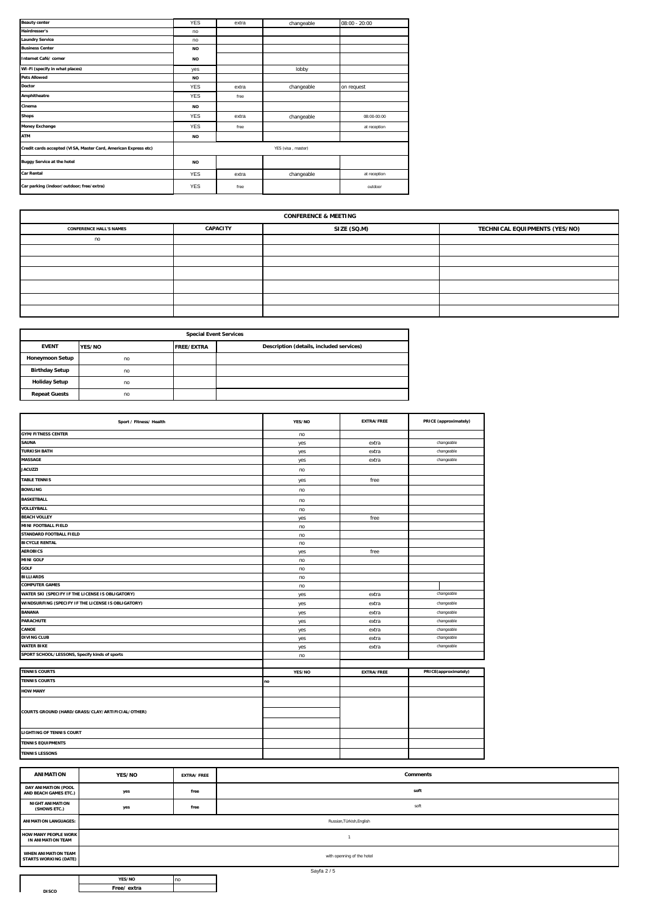| | | | | |
|---|---|---|---|---|
| Beauty center | YES | extra | changeable | 08:00 - 20:00 |
| Hairdresser's | no | | | |
| Laundry Service | no | | | |
| Business Center | NO | | | |
| Internet Café/ corner | NO | | | |
| Wi-Fi (specify in what places) | yes | | lobby | |
| Pets Allowed | NO | | | |
| Doctor | YES | extra | changeable | on request |
| Amphitheatre | YES | free | | |
| Cinema | NO | | | |
| Shops | YES | extra | changeable | 08:00-00:00 |
| Money Exchange | YES | free | | at reception |
| ATM | NO | | | |
| Credit cards accepted (VISA, Master Card, American Express etc) | YES (visa , master) | | | |
| Buggy Service at the hotel | NO | | | |
| Car Rental | YES | extra | changeable | at reception |
| Car parking (indoor/outdoor; free/extra) | YES | free | | outdoor |

## CONFERENCE & MEETING

| CONFERENCE HALL'S NAMES | CAPACITY | SIZE (SQ.M) | TECHNICAL EQUIPMENTS (YES/NO) |
|---|---|---|---|
| no | | | |
| | | | |
| | | | |
| | | | |
| | | | |
| | | | |
| | | | |

## Special Event Services

| EVENT | YES/NO | FREE/EXTRA | Description (details, included services) |
|---|---|---|---|
| Honeymoon Setup | no | | |
| Birthday Setup | no | | |
| Holiday Setup | no | | |
| Repeat Guests | no | | |

| Sport / Fitness/ Health | YES/NO | EXTRA/FREE | PRICE (approximately) |
|---|---|---|---|
| GYM/FITNESS CENTER | no | | |
| SAUNA | yes | extra | changeable |
| TURKISH BATH | yes | extra | changeable |
| MASSAGE | yes | extra | changeable |
| JACUZZI | no | | |
| TABLE TENNIS | yes | free | |
| BOWLING | no | | |
| BASKETBALL | no | | |
| VOLLEYBALL | no | | |
| BEACH VOLLEY | yes | free | |
| MINI FOOTBALL FIELD | no | | |
| STANDARD FOOTBALL FIELD | no | | |
| BICYCLE RENTAL | no | | |
| AEROBICS | yes | free | |
| MINI GOLF | no | | |
| GOLF | no | | |
| BILLIARDS | no | | |
| COMPUTER GAMES | no | | |
| WATER SKI (SPECIFY IF THE LICENSE IS OBLIGATORY) | yes | extra | changeable |
| WINDSURFING (SPECIFY IF THE LICENSE IS OBLIGATORY) | yes | extra | changeable |
| BANANA | yes | extra | changeable |
| PARACHUTE | yes | extra | changeable |
| CANOE | yes | extra | changeable |
| DIVING CLUB | yes | extra | changeable |
| WATER BIKE | yes | extra | changeable |
| SPORT SCHOOL/LESSONS, Specify kinds of sports | no | | |

| TENNIS COURTS | YES/NO | EXTRA/FREE | PRICE(approximately) |
|---|---|---|---|
| TENNIS COURTS | no | | |
| HOW MANY | | | |
| COURTS GROUND (HARD/GRASS/CLAY/ARTIFICIAL/OTHER) | | | |
| LIGHTING OF TENNIS COURT | | | |
| TENNIS EQUIPMENTS | | | |
| TENNIS LESSONS | | | |

| ANIMATION | YES/NO | EXTRA/ FREE | Comments |
|---|---|---|---|
| DAY ANIMATION (POOL AND BEACH GAMES ETC.) | yes | free | soft |
| NIGHT ANIMATION (SHOWS ETC.) | yes | free | soft |
| ANIMATION LANGUAGES: | Russian,Türkish,English | | |
| HOW MANY PEOPLE WORK IN ANIMATION TEAM | 1 | | |
| WHEN ANIMATION TEAM STARTS WORKING (DATE) | with openning of the hotel | | |

| DISCO | | |
|---|---|---|
| | YES/NO | no |
| | Free/ extra | |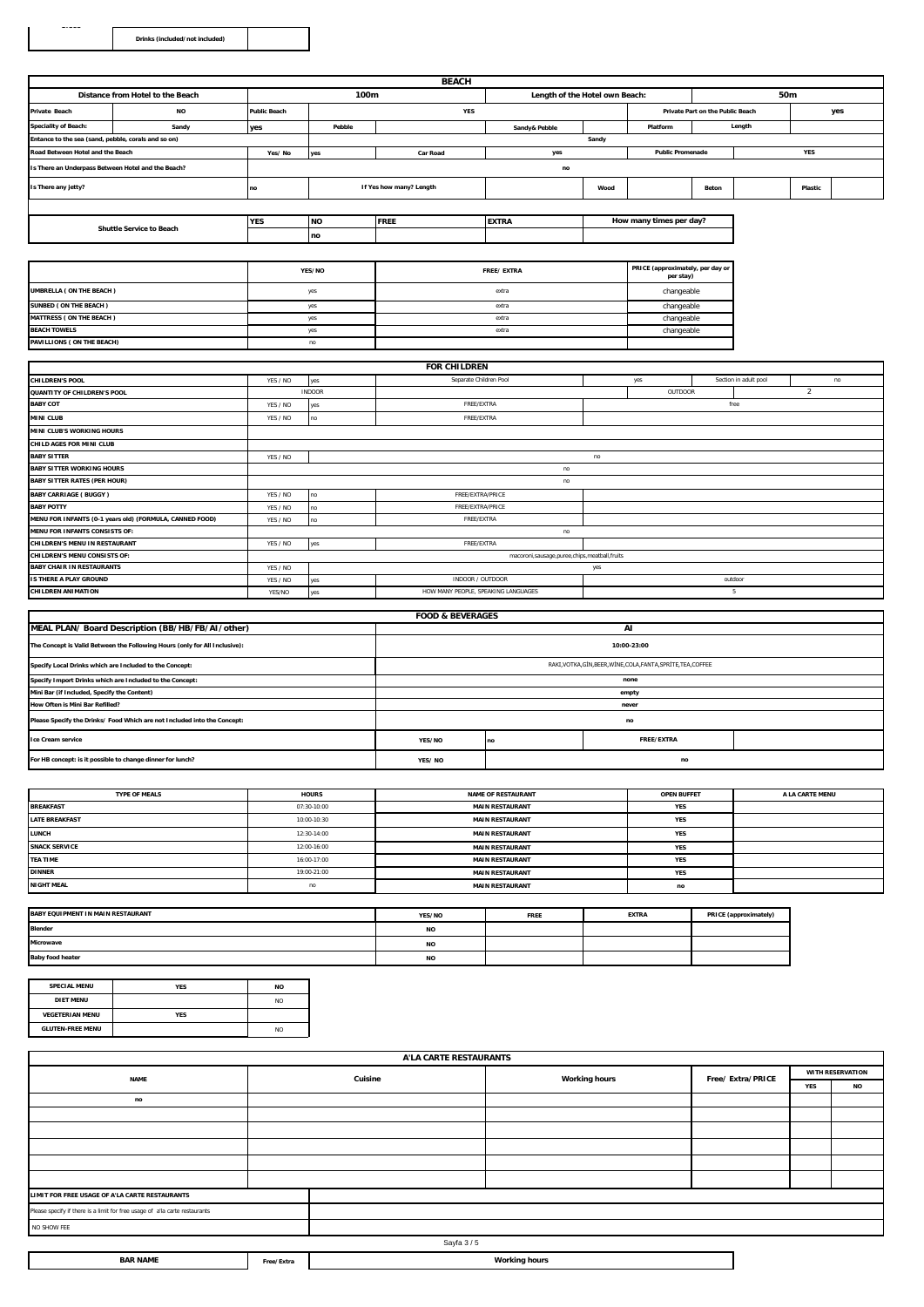| Drinks (included/not included) | |
|---|---|

| BEACH | | | | | | | | | | |
|---|---|---|---|---|---|---|---|---|---|---|
| Distance from Hotel to the Beach | | 100m | | | Length of the Hotel own Beach: | | | 50m | | |
| Private Beach | NO | Public Beach | | YES | | | Private Part on the Public Beach | | yes | |
| Speciality of Beach: | Sandy | yes | Pebble | | Sandy& Pebble | | Platform | Length | | |
| Entance to the sea (sand, pebble, corals and so on) | | | | | | Sandy | | | | |
| Road Between Hotel and the Beach | | Yes/ No | yes | Car Road | yes | | Public Promenade | | YES | |
| Is There an Underpass Between Hotel and the Beach? | | | | | no | | | | | |
| Is There any jetty? | | no | If Yes how many? Length | | | Wood | | Beton | | Plastic |

| Shuttle Service to Beach | YES | NO | FREE | EXTRA | How many times per day? |
|---|---|---|---|---|---|
| | | no | | | |

| | YES/NO | FREE/ EXTRA | PRICE (approximately, per day or per stay) |
|---|---|---|---|
| UMBRELLA ( ON THE BEACH ) | yes | extra | changeable |
| SUNBED ( ON THE BEACH ) | yes | extra | changeable |
| MATTRESS ( ON THE BEACH ) | yes | extra | changeable |
| BEACH TOWELS | yes | extra | changeable |
| PAVILLIONS ( ON THE BEACH) | no | | |

| FOR CHILDREN | | | | | | | |
|---|---|---|---|---|---|---|---|
| CHILDREN'S POOL | YES / NO | yes | Separate Children Pool | yes | Section in adult pool | no | |
| QUANTITY OF CHILDREN'S POOL | INDOOR | | | OUTDOOR | 2 | | |
| BABY COT | YES / NO | yes | FREE/EXTRA | free | | | |
| MINI CLUB | YES / NO | no | FREE/EXTRA | | | | |
| MINI CLUB'S WORKING HOURS | | | | | | | |
| CHILD AGES FOR MINI CLUB | | | | | | | |
| BABY SITTER | YES / NO | | no | | | | |
| BABY SITTER WORKING HOURS | | | no | | | | |
| BABY SITTER RATES (PER HOUR) | | | no | | | | |
| BABY CARRIAGE ( BUGGY ) | YES / NO | no | FREE/EXTRA/PRICE | | | | |
| BABY POTTY | YES / NO | no | FREE/EXTRA/PRICE | | | | |
| MENU FOR INFANTS (0-1 years old) (FORMULA, CANNED FOOD) | YES / NO | no | FREE/EXTRA | | | | |
| MENU FOR INFANTS CONSISTS OF: | | | no | | | | |
| CHILDREN'S MENU IN RESTAURANT | YES / NO | yes | FREE/EXTRA | | | | |
| CHILDREN'S MENU CONSISTS OF: | | | macoroni,sausage,puree,chips,meatball,fruits | | | | |
| BABY CHAIR IN RESTAURANTS | YES / NO | | yes | | | | |
| IS THERE A PLAY GROUND | YES / NO | yes | INDOOR / OUTDOOR | outdoor | | | |
| CHILDREN ANIMATION | YES/NO | yes | HOW MANY PEOPLE, SPEAKING LANGUAGES | 5 | | | |

| FOOD & BEVERAGES | | | | |
|---|---|---|---|---|
| MEAL PLAN/ Board Description (BB/HB/FB/AI/other) | AI | | | |
| The Concept is Valid Between the Following Hours (only for All Inclusive): | 10:00-23:00 | | | |
| Specify Local Drinks which are Included to the Concept: | RAKI,VOTKA,GİN,BEER,WİNE,COLA,FANTA,SPRİTE,TEA,COFFEE | | | |
| Specify Import Drinks which are Included to the Concept: | none | | | |
| Mini Bar (if Included, Specify the Content) | empty | | | |
| How Often is Mini Bar Refilled? | never | | | |
| Please Specify the Drinks/ Food Which are not Included into the Concept: | no | | | |
| Ice Cream service | YES/NO | no | FREE/EXTRA | |
| For HB concept: is it possible to change dinner for lunch? | YES/ NO | no | | |

| TYPE OF MEALS | HOURS | NAME OF RESTAURANT | OPEN BUFFET | A LA CARTE MENU |
|---|---|---|---|---|
| BREAKFAST | 07:30-10:00 | MAIN RESTAURANT | YES | |
| LATE BREAKFAST | 10:00-10:30 | MAIN RESTAURANT | YES | |
| LUNCH | 12:30-14:00 | MAIN RESTAURANT | YES | |
| SNACK SERVICE | 12:00-16:00 | MAIN RESTAURANT | YES | |
| TEA TIME | 16:00-17:00 | MAIN RESTAURANT | YES | |
| DINNER | 19:00-21:00 | MAIN RESTAURANT | YES | |
| NIGHT MEAL | no | MAIN RESTAURANT | no | |

| BABY EQUIPMENT IN MAIN RESTAURANT | YES/NO | FREE | EXTRA | PRICE (approximately) |
|---|---|---|---|---|
| Blender | NO | | | |
| Microwave | NO | | | |
| Baby food heater | NO | | | |

| SPECIAL MENU | YES | NO |
|---|---|---|
| DIET MENU | | NO |
| VEGETERIAN MENU | YES | |
| GLUTEN-FREE MENU | | NO |

| A'LA CARTE RESTAURANTS | | | | | |
|---|---|---|---|---|---|
| NAME | Cuisine | Working hours | Free/ Extra/PRICE | WITH RESERVATION | |
| | | | | YES | NO |
| no | | | | | |
| | | | | | |
| | | | | | |
| | | | | | |
| | | | | | |
| | | | | | |
| LIMIT FOR FREE USAGE OF A'LA CARTE RESTAURANTS | | | | | |
| Please specify if there is a limit for free usage of a'la carte restaurants | | | | | |
| NO SHOW FEE | | | | | |

| BAR NAME | Free/Extra | Working hours |
|---|---|---|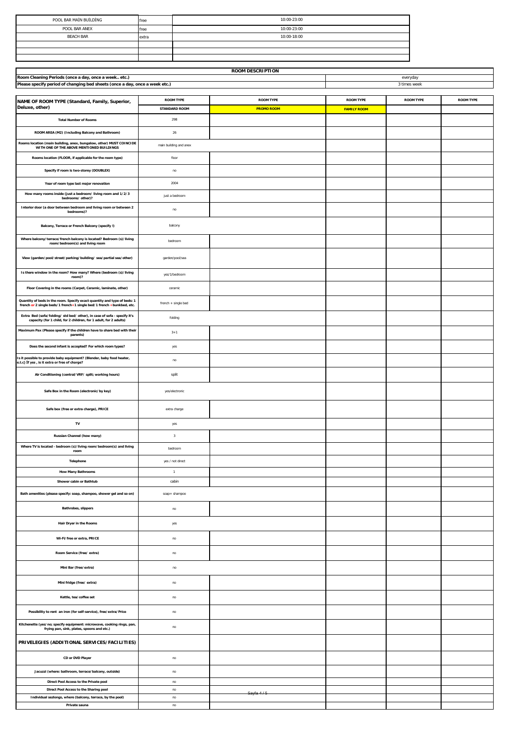| | | |
|---|---|---|
| POOL BAR MAİN BUİLDİNG | free | 10:00-23:00 |
| POOL BAR ANEX | free | 10:00-23:00 |
| BEACH BAR | extra | 10:00-18:00 |
| | | |
| | | |
| | | |

| ROOM DESCRIPTION | |
|---|---|
| Room Cleaning Periods (once a day, once a week.. etc.) | everyday |
| Please specify period of changing bed sheets (once a day, once a week etc.) | 3 times week |

| NAME OF ROOM TYPE (Standard, Family, Superior, Deluxe, other) | ROOM TYPE | ROOM TYPE | ROOM TYPE | ROOM TYPE | ROOM TYPE |
|---|---|---|---|---|---|
| | STANDARD ROOM | PROMO ROOM | FAMILY ROOM | | |
| Total Number of Rooms | 298 | | | | |
| ROOM AREA (M2) (Including Balcony and Bathroom) | 26 | | | | |
| Rooms location (main building, anex, bungalow, other) MUST COINCIDE WITH ONE OF THE ABOVE MENTIONED BUILDINGS | main building and anex | | | | |
| Rooms location (FLOOR, if applicable for the room type) | floor | | | | |
| Specify if room is two-storey (DOUBLEX) | no | | | | |
| Year of room type last major renovation | 2004 | | | | |
| How many rooms inside (just a bedroom/ living room and 1/2/3 bedrooms/ other)? | just a bedroom | | | | |
| Interior door (a door between bedroom and living room or between 2 bedrooms)? | no | | | | |
| Balcony, Terrace or French Balcony (specify !) | balcony | | | | |
| Where balcony/terrace/french balcony is located? Bedroom (s)/living room/bedroom(s) and living room | bedroom | | | | |
| View (garden/pool/street/parking/building/ sea/partial sea/other) | garden/pool/sea | | | | |
| Is there window in the room? How many? Where (bedroom (s)/living room)? | yes/1/bedroom | | | | |
| Floor Covering in the rooms (Carpet, Ceramic, laminate, other) | ceramic | | | | |
| Quantity of beds in the room. Specify exact quantity and type of beds: 1 french or 2 single beds/1 french+1 single bed/1 french + bunkbed, etc. | french + single bed | | | | |
| Extra Bed (sofa/folding/ std bed/ other), in case of sofa - specify it's capacity (for 1 child, for 2 children, for 1 adult, for 2 adults) | folding | | | | |
| Maximum Pax (Please specify if the children have to share bed with their parents) | 3+1 | | | | |
| Does the second infant is accepted? For which room types? | yes | | | | |
| Is it possible to provide baby equipment? (Blender, baby food heater, e.t.c) İf yes , is it extra or free of charge? | no | | | | |
| Air Conditioning (central/VRF/ split; working hours) | split | | | | |
| Safe Box in the Room (electronic/by key) | yes/electronic | | | | |
| Safe box (free or extra charge), PRICE | extra charge | | | | |
| TV | yes | | | | |
| Russian Channel (how many) | 3 | | | | |
| Where TV is located - bedroom (s)/living room/bedroom(s) and living room | bedroom | | | | |
| Telephone | yes / not direct | | | | |
| How Many Bathrooms | 1 | | | | |
| Shower cabin or Bathtub | cabin | | | | |
| Bath amenities (please specify: soap, shampoo, shower gel and so on) | soap+ shampoo | | | | |
| Bathrobes, slippers | no | | | | |
| Hair Dryer in the Rooms | yes | | | | |
| Wi-Fi/free or extra, PRICE | no | | | | |
| Room Service (free/ extra) | no | | | | |
| Mini Bar (free/extra) | no | | | | |
| Mini fridge (free/ extra) | no | | | | |
| Kettle, tea/coffee set | no | | | | |
| Possibility to rent an iron (for self-service), free/extra/Price | no | | | | |
| Kitchenette (yes/no; specify equipment: microwave, cooking rings, pan, frying pan, sink, plates, spoons and etc.) | no | | | | |
| **PRIVELEGIES (ADDITIONAL SERVICES/FACILITIES)** | | | | | |
| CD or DVD Player | no | | | | |
| Jacuzzi (where: bathroom, terrace/balcony, outside) | no | | | | |
| Direct Pool Access to the Private pool | no | | | | |
| Direct Pool Access to the Sharing pool | no | | | | |
| Individual sezlongs, where (balcony, terrace, by the pool) | no | | | | |
| Private sauna | no | | | | |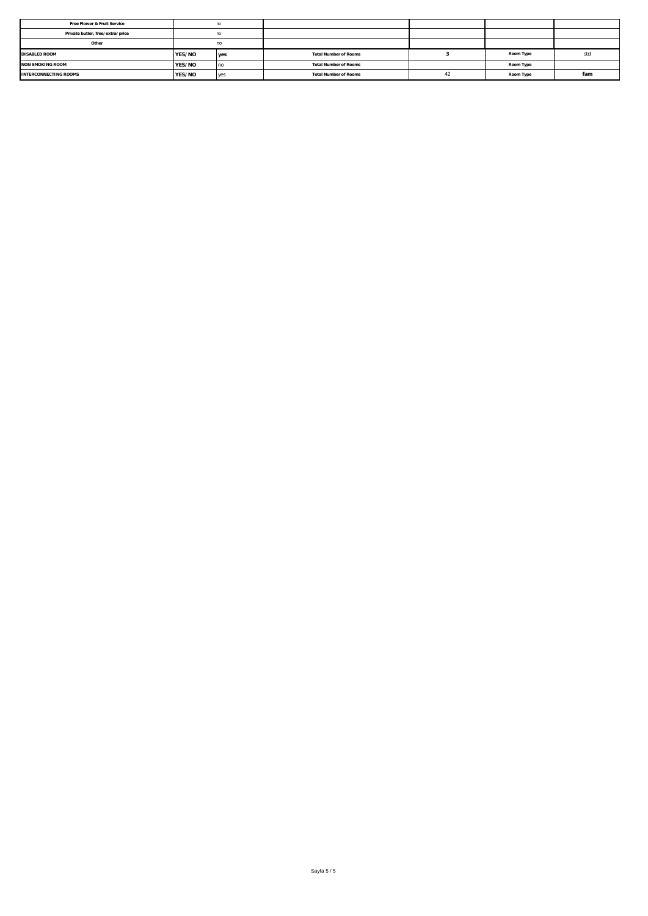| | | | | | | |
|---|---|---|---|---|---|---|
| Free Flower & Fruit Service | no | | | | | |
| Private butler, free/extra/price | no | | | | | |
| Other | no | | | | | |
| DISABLED ROOM | YES/NO | yes | Total Number of Rooms | 3 | Room Type | std |
| NON SMOKING ROOM | YES/NO | no | Total Number of Rooms | | Room Type | |
| INTERCONNECTING ROOMS | YES/NO | yes | Total Number of Rooms | 42 | Room Type | fam |